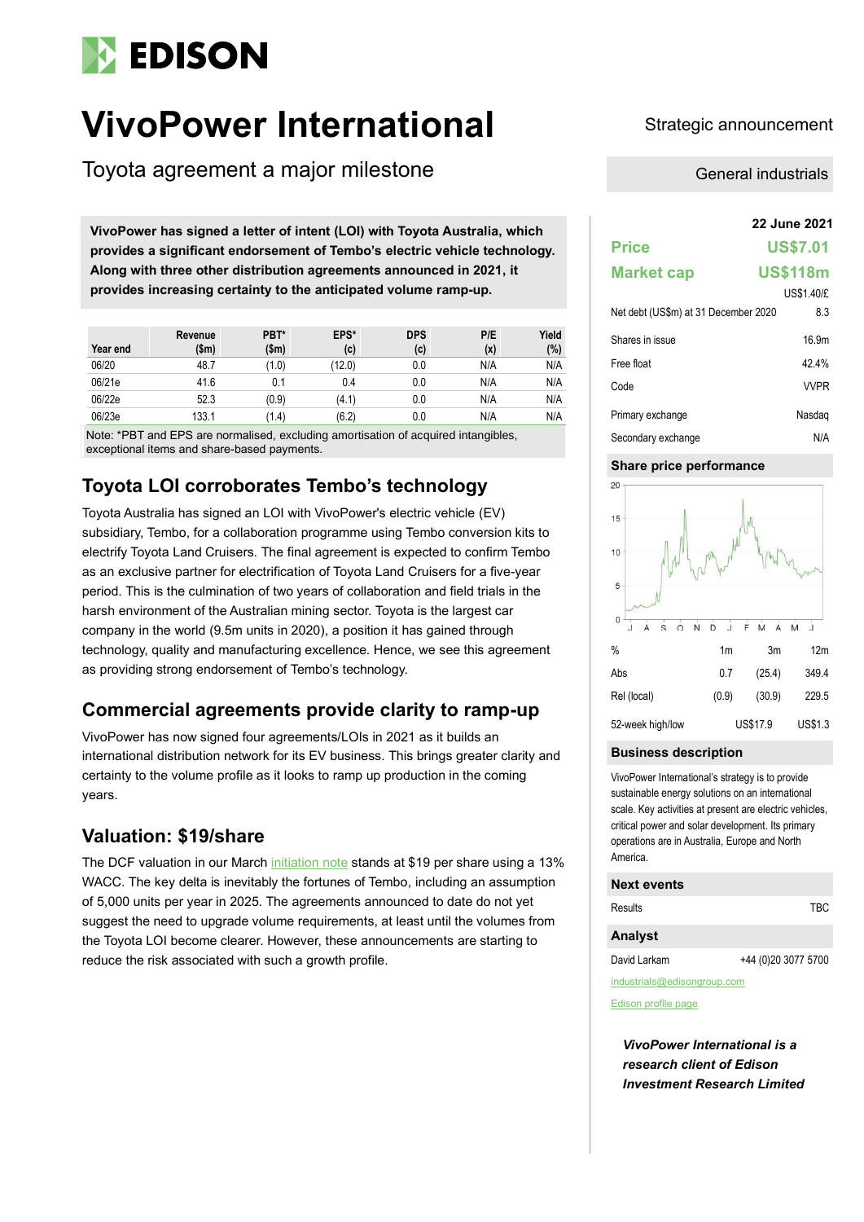# EDISON

# VivoPower International

Toyota agreement a major milestone

Strategic announcement

General industrials

**VivoPower has signed a letter of intent (LOI) with Toyota Australia, which provides a significant endorsement of Tembo's electric vehicle technology. Along with three other distribution agreements announced in 2021, it provides increasing certainty to the anticipated volume ramp-up.**

| Year end | Revenue ($m) | PBT* ($m) | EPS* (c) | DPS (c) | P/E (x) | Yield (%) |
|---|---|---|---|---|---|---|
| 06/20 | 48.7 | (1.0) | (12.0) | 0.0 | N/A | N/A |
| 06/21e | 41.6 | 0.1 | 0.4 | 0.0 | N/A | N/A |
| 06/22e | 52.3 | (0.9) | (4.1) | 0.0 | N/A | N/A |
| 06/23e | 133.1 | (1.4) | (6.2) | 0.0 | N/A | N/A |

Note: *PBT and EPS are normalised, excluding amortisation of acquired intangibles, exceptional items and share-based payments.

## Toyota LOI corroborates Tembo's technology

Toyota Australia has signed an LOI with VivoPower's electric vehicle (EV) subsidiary, Tembo, for a collaboration programme using Tembo conversion kits to electrify Toyota Land Cruisers. The final agreement is expected to confirm Tembo as an exclusive partner for electrification of Toyota Land Cruisers for a five-year period. This is the culmination of two years of collaboration and field trials in the harsh environment of the Australian mining sector. Toyota is the largest car company in the world (9.5m units in 2020), a position it has gained through technology, quality and manufacturing excellence. Hence, we see this agreement as providing strong endorsement of Tembo's technology.

## Commercial agreements provide clarity to ramp-up

VivoPower has now signed four agreements/LOIs in 2021 as it builds an international distribution network for its EV business. This brings greater clarity and certainty to the volume profile as it looks to ramp up production in the coming years.

## Valuation: $19/share

The DCF valuation in our March initiation note stands at $19 per share using a 13% WACC. The key delta is inevitably the fortunes of Tembo, including an assumption of 5,000 units per year in 2025. The agreements announced to date do not yet suggest the need to upgrade volume requirements, at least until the volumes from the Toyota LOI become clearer. However, these announcements are starting to reduce the risk associated with such a growth profile.

**22 June 2021**

| | |
|---|---|
| **Price** | **US$7.01** |
| **Market cap** | **US$118m** |
| | US$1.40/£ |
| Net debt (US$m) at 31 December 2020 | 8.3 |
| Shares in issue | 16.9m |
| Free float | 42.4% |
| Code | VVPR |
| Primary exchange | Nasdaq |
| Secondary exchange | N/A |

### Share price performance

| % | 1m | 3m | 12m |
|---|---|---|---|
| Abs | 0.7 | (25.4) | 349.4 |
| Rel (local) | (0.9) | (30.9) | 229.5 |
| 52-week high/low | | US$17.9 | US$1.3 |

### Business description

VivoPower International's strategy is to provide sustainable energy solutions on an international scale. Key activities at present are electric vehicles, critical power and solar development. Its primary operations are in Australia, Europe and North America.

### Next events

| | |
|---|---|
| Results | TBC |

### Analyst

David Larkam +44 (0)20 3077 5700

industrials@edisongroup.com

Edison profile page

***VivoPower International is a research client of Edison Investment Research Limited***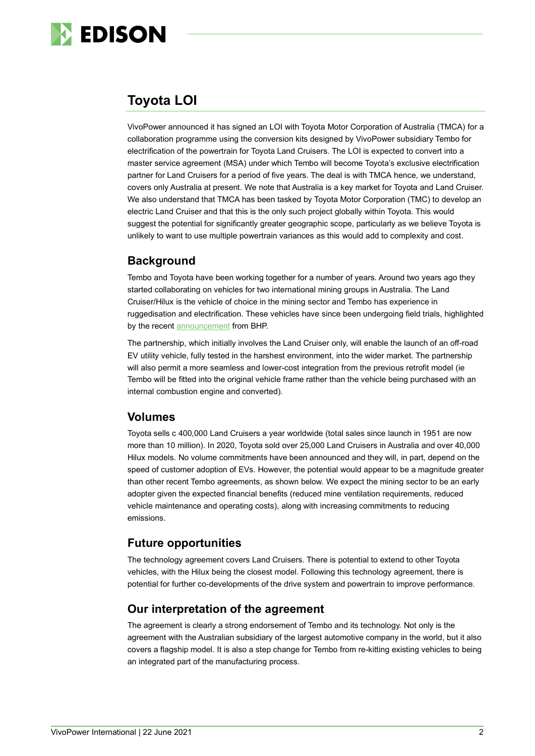## Toyota LOI

VivoPower announced it has signed an LOI with Toyota Motor Corporation of Australia (TMCA) for a collaboration programme using the conversion kits designed by VivoPower subsidiary Tembo for electrification of the powertrain for Toyota Land Cruisers. The LOI is expected to convert into a master service agreement (MSA) under which Tembo will become Toyota's exclusive electrification partner for Land Cruisers for a period of five years. The deal is with TMCA hence, we understand, covers only Australia at present. We note that Australia is a key market for Toyota and Land Cruiser. We also understand that TMCA has been tasked by Toyota Motor Corporation (TMC) to develop an electric Land Cruiser and that this is the only such project globally within Toyota. This would suggest the potential for significantly greater geographic scope, particularly as we believe Toyota is unlikely to want to use multiple powertrain variances as this would add to complexity and cost.

### Background

Tembo and Toyota have been working together for a number of years. Around two years ago they started collaborating on vehicles for two international mining groups in Australia. The Land Cruiser/Hilux is the vehicle of choice in the mining sector and Tembo has experience in ruggedisation and electrification. These vehicles have since been undergoing field trials, highlighted by the recent announcement from BHP.

The partnership, which initially involves the Land Cruiser only, will enable the launch of an off-road EV utility vehicle, fully tested in the harshest environment, into the wider market. The partnership will also permit a more seamless and lower-cost integration from the previous retrofit model (ie Tembo will be fitted into the original vehicle frame rather than the vehicle being purchased with an internal combustion engine and converted).

### Volumes

Toyota sells c 400,000 Land Cruisers a year worldwide (total sales since launch in 1951 are now more than 10 million). In 2020, Toyota sold over 25,000 Land Cruisers in Australia and over 40,000 Hilux models. No volume commitments have been announced and they will, in part, depend on the speed of customer adoption of EVs. However, the potential would appear to be a magnitude greater than other recent Tembo agreements, as shown below. We expect the mining sector to be an early adopter given the expected financial benefits (reduced mine ventilation requirements, reduced vehicle maintenance and operating costs), along with increasing commitments to reducing emissions.

### Future opportunities

The technology agreement covers Land Cruisers. There is potential to extend to other Toyota vehicles, with the Hilux being the closest model. Following this technology agreement, there is potential for further co-developments of the drive system and powertrain to improve performance.

### Our interpretation of the agreement

The agreement is clearly a strong endorsement of Tembo and its technology. Not only is the agreement with the Australian subsidiary of the largest automotive company in the world, but it also covers a flagship model. It is also a step change for Tembo from re-kitting existing vehicles to being an integrated part of the manufacturing process.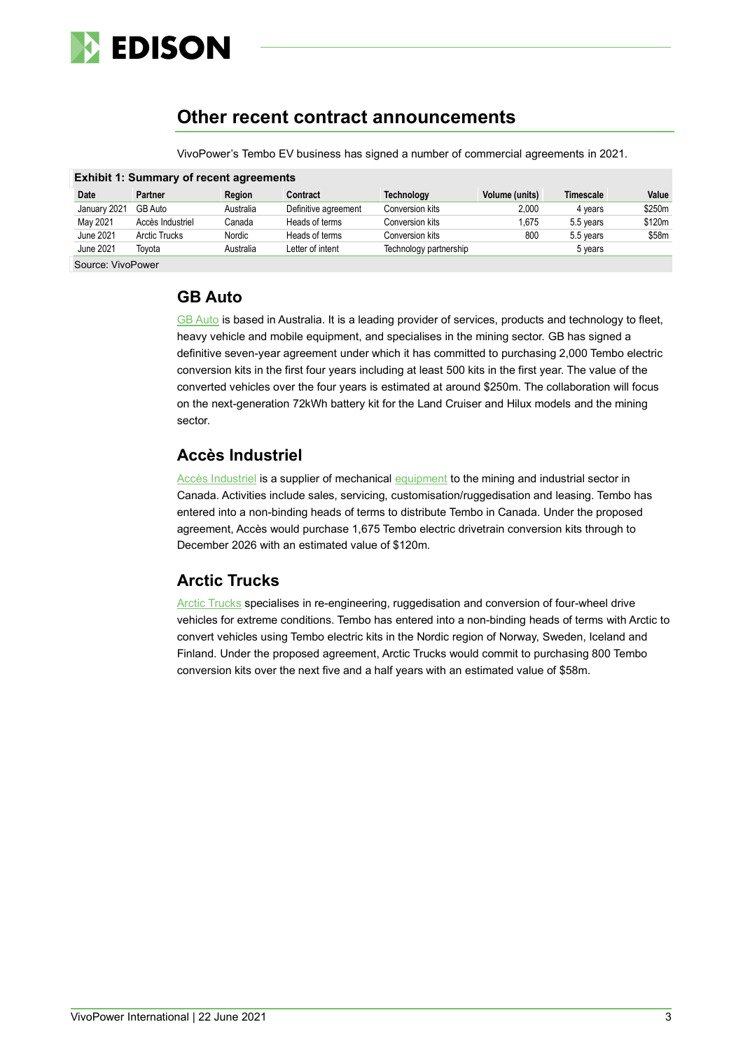## Other recent contract announcements

VivoPower's Tembo EV business has signed a number of commercial agreements in 2021.

**Exhibit 1: Summary of recent agreements**

| Date | Partner | Region | Contract | Technology | Volume (units) | Timescale | Value |
|---|---|---|---|---|---|---|---|
| January 2021 | GB Auto | Australia | Definitive agreement | Conversion kits | 2,000 | 4 years | $250m |
| May 2021 | Accès Industriel | Canada | Heads of terms | Conversion kits | 1,675 | 5.5 years | $120m |
| June 2021 | Arctic Trucks | Nordic | Heads of terms | Conversion kits | 800 | 5.5 years | $58m |
| June 2021 | Toyota | Australia | Letter of intent | Technology partnership | | 5 years | |

Source: VivoPower

### GB Auto

GB Auto is based in Australia. It is a leading provider of services, products and technology to fleet, heavy vehicle and mobile equipment, and specialises in the mining sector. GB has signed a definitive seven-year agreement under which it has committed to purchasing 2,000 Tembo electric conversion kits in the first four years including at least 500 kits in the first year. The value of the converted vehicles over the four years is estimated at around $250m. The collaboration will focus on the next-generation 72kWh battery kit for the Land Cruiser and Hilux models and the mining sector.

### Accès Industriel

Accès Industriel is a supplier of mechanical equipment to the mining and industrial sector in Canada. Activities include sales, servicing, customisation/ruggedisation and leasing. Tembo has entered into a non-binding heads of terms to distribute Tembo in Canada. Under the proposed agreement, Accès would purchase 1,675 Tembo electric drivetrain conversion kits through to December 2026 with an estimated value of $120m.

### Arctic Trucks

Arctic Trucks specialises in re-engineering, ruggedisation and conversion of four-wheel drive vehicles for extreme conditions. Tembo has entered into a non-binding heads of terms with Arctic to convert vehicles using Tembo electric kits in the Nordic region of Norway, Sweden, Iceland and Finland. Under the proposed agreement, Arctic Trucks would commit to purchasing 800 Tembo conversion kits over the next five and a half years with an estimated value of $58m.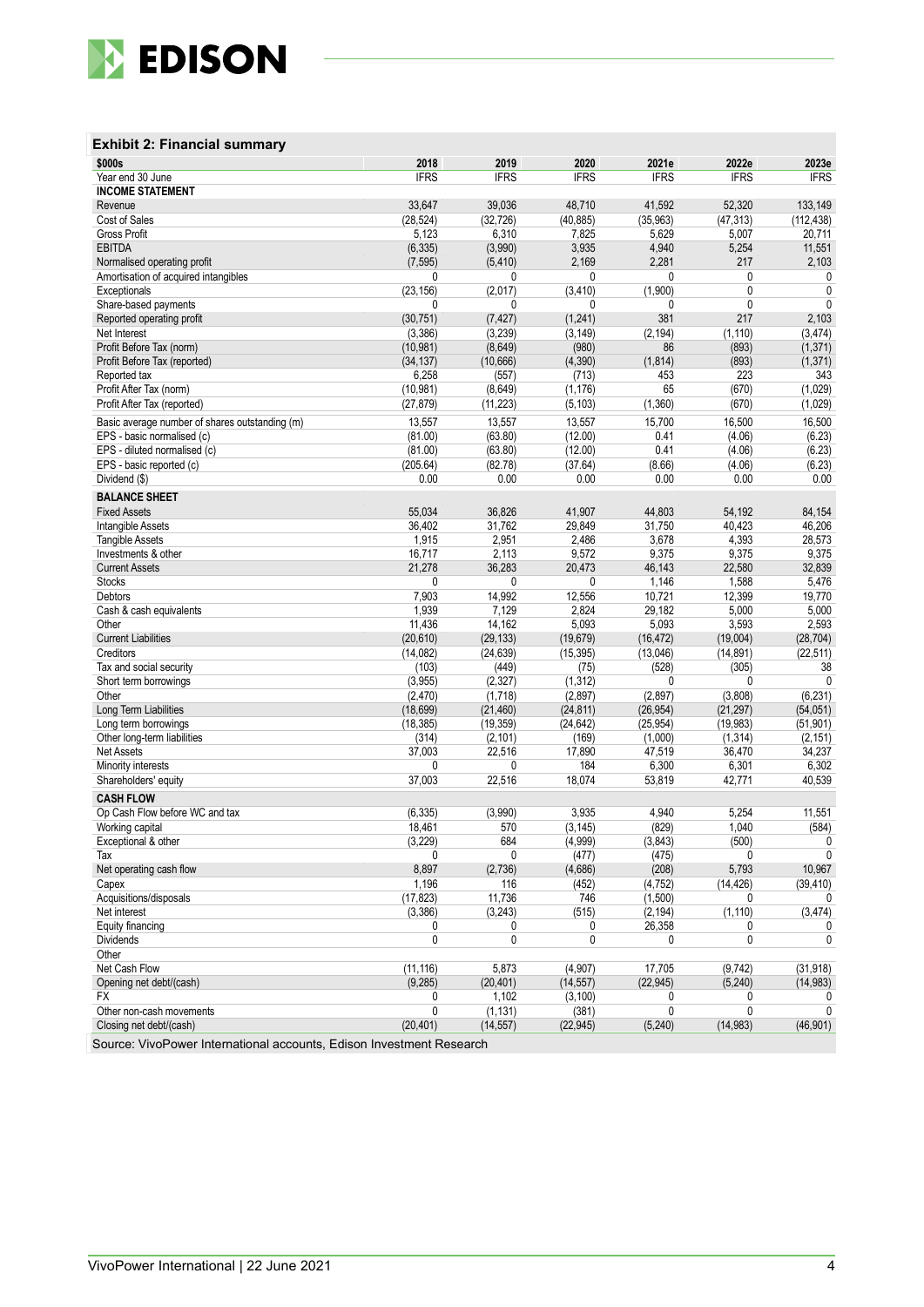### Exhibit 2: Financial summary

| $000s | 2018 | 2019 | 2020 | 2021e | 2022e | 2023e |
|---|---|---|---|---|---|---|
| Year end 30 June | IFRS | IFRS | IFRS | IFRS | IFRS | IFRS |
| **INCOME STATEMENT** | | | | | | |
| Revenue | 33,647 | 39,036 | 48,710 | 41,592 | 52,320 | 133,149 |
| Cost of Sales | (28,524) | (32,726) | (40,885) | (35,963) | (47,313) | (112,438) |
| Gross Profit | 5,123 | 6,310 | 7,825 | 5,629 | 5,007 | 20,711 |
| EBITDA | (6,335) | (3,990) | 3,935 | 4,940 | 5,254 | 11,551 |
| Normalised operating profit | (7,595) | (5,410) | 2,169 | 2,281 | 217 | 2,103 |
| Amortisation of acquired intangibles | 0 | 0 | 0 | 0 | 0 | 0 |
| Exceptionals | (23,156) | (2,017) | (3,410) | (1,900) | 0 | 0 |
| Share-based payments | 0 | 0 | 0 | 0 | 0 | 0 |
| Reported operating profit | (30,751) | (7,427) | (1,241) | 381 | 217 | 2,103 |
| Net Interest | (3,386) | (3,239) | (3,149) | (2,194) | (1,110) | (3,474) |
| Profit Before Tax (norm) | (10,981) | (8,649) | (980) | 86 | (893) | (1,371) |
| Profit Before Tax (reported) | (34,137) | (10,666) | (4,390) | (1,814) | (893) | (1,371) |
| Reported tax | 6,258 | (557) | (713) | 453 | 223 | 343 |
| Profit After Tax (norm) | (10,981) | (8,649) | (1,176) | 65 | (670) | (1,029) |
| Profit After Tax (reported) | (27,879) | (11,223) | (5,103) | (1,360) | (670) | (1,029) |
| Basic average number of shares outstanding (m) | 13,557 | 13,557 | 13,557 | 15,700 | 16,500 | 16,500 |
| EPS - basic normalised (c) | (81.00) | (63.80) | (12.00) | 0.41 | (4.06) | (6.23) |
| EPS - diluted normalised (c) | (81.00) | (63.80) | (12.00) | 0.41 | (4.06) | (6.23) |
| EPS - basic reported (c) | (205.64) | (82.78) | (37.64) | (8.66) | (4.06) | (6.23) |
| Dividend ($) | 0.00 | 0.00 | 0.00 | 0.00 | 0.00 | 0.00 |
| **BALANCE SHEET** | | | | | | |
| Fixed Assets | 55,034 | 36,826 | 41,907 | 44,803 | 54,192 | 84,154 |
| Intangible Assets | 36,402 | 31,762 | 29,849 | 31,750 | 40,423 | 46,206 |
| Tangible Assets | 1,915 | 2,951 | 2,486 | 3,678 | 4,393 | 28,573 |
| Investments & other | 16,717 | 2,113 | 9,572 | 9,375 | 9,375 | 9,375 |
| Current Assets | 21,278 | 36,283 | 20,473 | 46,143 | 22,580 | 32,839 |
| Stocks | 0 | 0 | 0 | 1,146 | 1,588 | 5,476 |
| Debtors | 7,903 | 14,992 | 12,556 | 10,721 | 12,399 | 19,770 |
| Cash & cash equivalents | 1,939 | 7,129 | 2,824 | 29,182 | 5,000 | 5,000 |
| Other | 11,436 | 14,162 | 5,093 | 5,093 | 3,593 | 2,593 |
| Current Liabilities | (20,610) | (29,133) | (19,679) | (16,472) | (19,004) | (28,704) |
| Creditors | (14,082) | (24,639) | (15,395) | (13,046) | (14,891) | (22,511) |
| Tax and social security | (103) | (449) | (75) | (528) | (305) | 38 |
| Short term borrowings | (3,955) | (2,327) | (1,312) | 0 | 0 | 0 |
| Other | (2,470) | (1,718) | (2,897) | (2,897) | (3,808) | (6,231) |
| Long Term Liabilities | (18,699) | (21,460) | (24,811) | (26,954) | (21,297) | (54,051) |
| Long term borrowings | (18,385) | (19,359) | (24,642) | (25,954) | (19,983) | (51,901) |
| Other long-term liabilities | (314) | (2,101) | (169) | (1,000) | (1,314) | (2,151) |
| Net Assets | 37,003 | 22,516 | 17,890 | 47,519 | 36,470 | 34,237 |
| Minority interests | 0 | 0 | 184 | 6,300 | 6,301 | 6,302 |
| Shareholders' equity | 37,003 | 22,516 | 18,074 | 53,819 | 42,771 | 40,539 |
| **CASH FLOW** | | | | | | |
| Op Cash Flow before WC and tax | (6,335) | (3,990) | 3,935 | 4,940 | 5,254 | 11,551 |
| Working capital | 18,461 | 570 | (3,145) | (829) | 1,040 | (584) |
| Exceptional & other | (3,229) | 684 | (4,999) | (3,843) | (500) | 0 |
| Tax | 0 | 0 | (477) | (475) | 0 | 0 |
| Net operating cash flow | 8,897 | (2,736) | (4,686) | (208) | 5,793 | 10,967 |
| Capex | 1,196 | 116 | (452) | (4,752) | (14,426) | (39,410) |
| Acquisitions/disposals | (17,823) | 11,736 | 746 | (1,500) | 0 | 0 |
| Net interest | (3,386) | (3,243) | (515) | (2,194) | (1,110) | (3,474) |
| Equity financing | 0 | 0 | 0 | 26,358 | 0 | 0 |
| Dividends | 0 | 0 | 0 | 0 | 0 | 0 |
| Other | | | | | | |
| Net Cash Flow | (11,116) | 5,873 | (4,907) | 17,705 | (9,742) | (31,918) |
| Opening net debt/(cash) | (9,285) | (20,401) | (14,557) | (22,945) | (5,240) | (14,983) |
| FX | 0 | 1,102 | (3,100) | 0 | 0 | 0 |
| Other non-cash movements | 0 | (1,131) | (381) | 0 | 0 | 0 |
| Closing net debt/(cash) | (20,401) | (14,557) | (22,945) | (5,240) | (14,983) | (46,901) |

Source: VivoPower International accounts, Edison Investment Research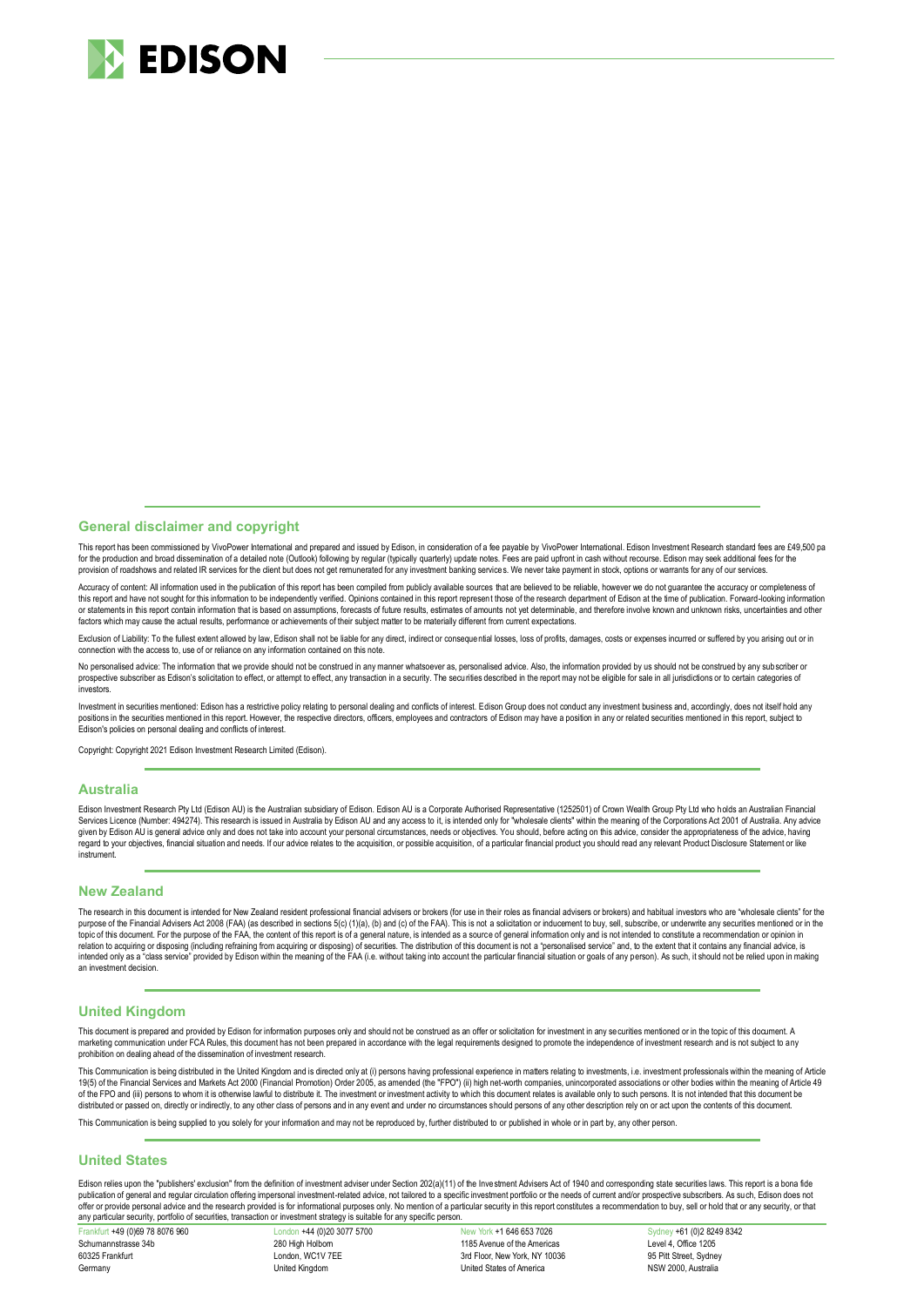## General disclaimer and copyright

This report has been commissioned by VivoPower International and prepared and issued by Edison, in consideration of a fee payable by VivoPower International. Edison Investment Research standard fees are £49,500 pa for the production and broad dissemination of a detailed note (Outlook) following by regular (typically quarterly) update notes. Fees are paid upfront in cash without recourse. Edison may seek additional fees for the provision of roadshows and related IR services for the client but does not get remunerated for any investment banking services. We never take payment in stock, options or warrants for any of our services.

Accuracy of content: All information used in the publication of this report has been compiled from publicly available sources that are believed to be reliable, however we do not guarantee the accuracy or completeness of this report and have not sought for this information to be independently verified. Opinions contained in this report represent those of the research department of Edison at the time of publication. Forward-looking information or statements in this report contain information that is based on assumptions, forecasts of future results, estimates of amounts not yet determinable, and therefore involve known and unknown risks, uncertainties and other factors which may cause the actual results, performance or achievements of their subject matter to be materially different from current expectations.

Exclusion of Liability: To the fullest extent allowed by law, Edison shall not be liable for any direct, indirect or consequential losses, loss of profits, damages, costs or expenses incurred or suffered by you arising out or in connection with the access to, use of or reliance on any information contained on this note.

No personalised advice: The information that we provide should not be construed in any manner whatsoever as, personalised advice. Also, the information provided by us should not be construed by any subscriber or prospective subscriber as Edison's solicitation to effect, or attempt to effect, any transaction in a security. The securities described in the report may not be eligible for sale in all jurisdictions or to certain categories of investors.

Investment in securities mentioned: Edison has a restrictive policy relating to personal dealing and conflicts of interest. Edison Group does not conduct any investment business and, accordingly, does not itself hold any positions in the securities mentioned in this report. However, the respective directors, officers, employees and contractors of Edison may have a position in any or related securities mentioned in this report, subject to Edison's policies on personal dealing and conflicts of interest.

Copyright: Copyright 2021 Edison Investment Research Limited (Edison).

## Australia

Edison Investment Research Pty Ltd (Edison AU) is the Australian subsidiary of Edison. Edison AU is a Corporate Authorised Representative (1252501) of Crown Wealth Group Pty Ltd who holds an Australian Financial Services Licence (Number: 494274). This research is issued in Australia by Edison AU and any access to it, is intended only for "wholesale clients" within the meaning of the Corporations Act 2001 of Australia. Any advice given by Edison AU is general advice only and does not take into account your personal circumstances, needs or objectives. You should, before acting on this advice, consider the appropriateness of the advice, having regard to your objectives, financial situation and needs. If our advice relates to the acquisition, or possible acquisition, of a particular financial product you should read any relevant Product Disclosure Statement or like instrument.

## New Zealand

The research in this document is intended for New Zealand resident professional financial advisers or brokers (for use in their roles as financial advisers or brokers) and habitual investors who are "wholesale clients" for the purpose of the Financial Advisers Act 2008 (FAA) (as described in sections 5(c) (1)(a), (b) and (c) of the FAA). This is not a solicitation or inducement to buy, sell, subscribe, or underwrite any securities mentioned or in the topic of this document. For the purpose of the FAA, the content of this report is of a general nature, is intended as a source of general information only and is not intended to constitute a recommendation or opinion in relation to acquiring or disposing (including refraining from acquiring or disposing) of securities. The distribution of this document is not a "personalised service" and, to the extent that it contains any financial advice, is intended only as a "class service" provided by Edison within the meaning of the FAA (i.e. without taking into account the particular financial situation or goals of any person). As such, it should not be relied upon in making an investment decision.

## United Kingdom

This document is prepared and provided by Edison for information purposes only and should not be construed as an offer or solicitation for investment in any securities mentioned or in the topic of this document. A marketing communication under FCA Rules, this document has not been prepared in accordance with the legal requirements designed to promote the independence of investment research and is not subject to any prohibition on dealing ahead of the dissemination of investment research.

This Communication is being distributed in the United Kingdom and is directed only at (i) persons having professional experience in matters relating to investments, i.e. investment professionals within the meaning of Article 19(5) of the Financial Services and Markets Act 2000 (Financial Promotion) Order 2005, as amended (the "FPO") (ii) high net-worth companies, unincorporated associations or other bodies within the meaning of Article 49 of the FPO and (iii) persons to whom it is otherwise lawful to distribute it. The investment or investment activity to which this document relates is available only to such persons. It is not intended that this document be distributed or passed on, directly or indirectly, to any other class of persons and in any event and under no circumstances should persons of any other description rely on or act upon the contents of this document.

This Communication is being supplied to you solely for your information and may not be reproduced by, further distributed to or published in whole or in part by, any other person.

## United States

Edison relies upon the "publishers' exclusion" from the definition of investment adviser under Section 202(a)(11) of the Investment Advisers Act of 1940 and corresponding state securities laws. This report is a bona fide publication of general and regular circulation offering impersonal investment-related advice, not tailored to a specific investment portfolio or the needs of current and/or prospective subscribers. As such, Edison does not offer or provide personal advice and the research provided is for informational purposes only. No mention of a particular security in this report constitutes a recommendation to buy, sell or hold that or any security, or that any particular security, portfolio of securities, transaction or investment strategy is suitable for any specific person.

Frankfurt +49 (0)69 78 8076 960
Schumannstrasse 34b
60325 Frankfurt
Germany

London +44 (0)20 3077 5700
280 High Holborn
London, WC1V 7EE
United Kingdom

New York +1 646 653 7026
1185 Avenue of the Americas
3rd Floor, New York, NY 10036
United States of America

Sydney +61 (0)2 8249 8342
Level 4, Office 1205
95 Pitt Street, Sydney
NSW 2000, Australia